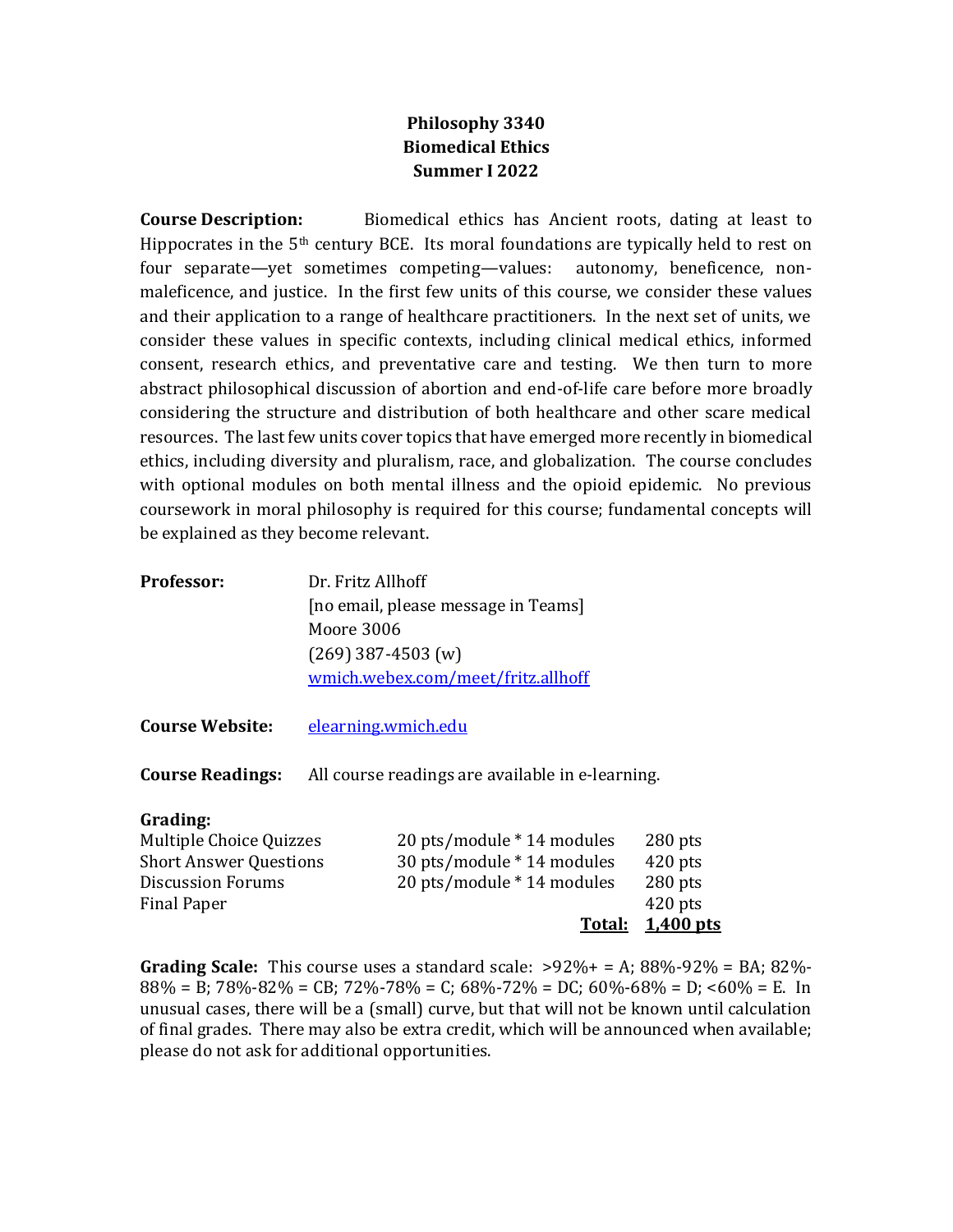# Philosophy 3340
# Biomedical Ethics
# Summer I 2022

**Course Description:** Biomedical ethics has Ancient roots, dating at least to Hippocrates in the 5th century BCE. Its moral foundations are typically held to rest on four separate—yet sometimes competing—values: autonomy, beneficence, non-maleficence, and justice. In the first few units of this course, we consider these values and their application to a range of healthcare practitioners. In the next set of units, we consider these values in specific contexts, including clinical medical ethics, informed consent, research ethics, and preventative care and testing. We then turn to more abstract philosophical discussion of abortion and end-of-life care before more broadly considering the structure and distribution of both healthcare and other scare medical resources. The last few units cover topics that have emerged more recently in biomedical ethics, including diversity and pluralism, race, and globalization. The course concludes with optional modules on both mental illness and the opioid epidemic. No previous coursework in moral philosophy is required for this course; fundamental concepts will be explained as they become relevant.

**Professor:** Dr. Fritz Allhoff
[no email, please message in Teams]
Moore 3006
(269) 387-4503 (w)
[wmich.webex.com/meet/fritz.allhoff](wmich.webex.com/meet/fritz.allhoff)

**Course Website:** [elearning.wmich.edu](elearning.wmich.edu)

**Course Readings:** All course readings are available in e-learning.

**Grading:**

| | | |
|---|---|---|
| Multiple Choice Quizzes | 20 pts/module * 14 modules | 280 pts |
| Short Answer Questions | 30 pts/module * 14 modules | 420 pts |
| Discussion Forums | 20 pts/module * 14 modules | 280 pts |
| Final Paper | | 420 pts |
| | **Total:** | **1,400 pts** |

**Grading Scale:** This course uses a standard scale: >92%+ = A; 88%-92% = BA; 82%-88% = B; 78%-82% = CB; 72%-78% = C; 68%-72% = DC; 60%-68% = D; <60% = E. In unusual cases, there will be a (small) curve, but that will not be known until calculation of final grades. There may also be extra credit, which will be announced when available; please do not ask for additional opportunities.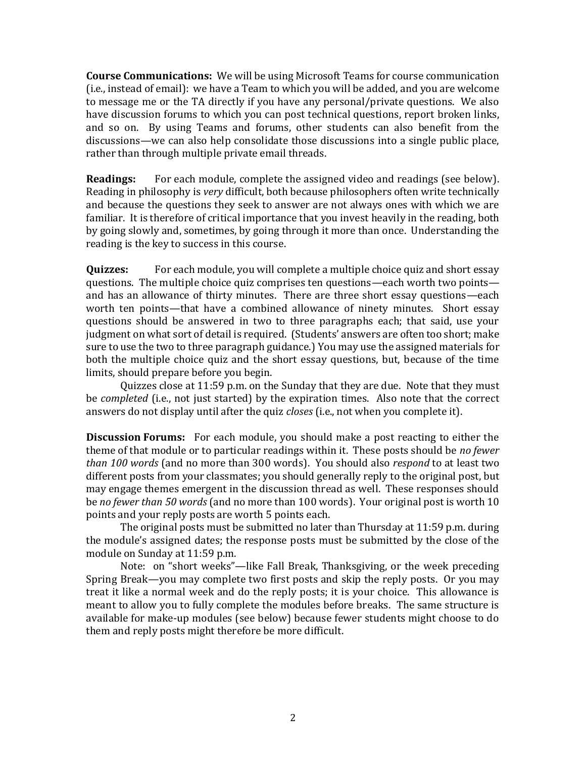**Course Communications:** We will be using Microsoft Teams for course communication (i.e., instead of email): we have a Team to which you will be added, and you are welcome to message me or the TA directly if you have any personal/private questions. We also have discussion forums to which you can post technical questions, report broken links, and so on. By using Teams and forums, other students can also benefit from the discussions—we can also help consolidate those discussions into a single public place, rather than through multiple private email threads.

**Readings:** For each module, complete the assigned video and readings (see below). Reading in philosophy is *very* difficult, both because philosophers often write technically and because the questions they seek to answer are not always ones with which we are familiar. It is therefore of critical importance that you invest heavily in the reading, both by going slowly and, sometimes, by going through it more than once. Understanding the reading is the key to success in this course.

**Quizzes:** For each module, you will complete a multiple choice quiz and short essay questions. The multiple choice quiz comprises ten questions—each worth two points—and has an allowance of thirty minutes. There are three short essay questions—each worth ten points—that have a combined allowance of ninety minutes. Short essay questions should be answered in two to three paragraphs each; that said, use your judgment on what sort of detail is required. (Students' answers are often too short; make sure to use the two to three paragraph guidance.) You may use the assigned materials for both the multiple choice quiz and the short essay questions, but, because of the time limits, should prepare before you begin.

Quizzes close at 11:59 p.m. on the Sunday that they are due. Note that they must be *completed* (i.e., not just started) by the expiration times. Also note that the correct answers do not display until after the quiz *closes* (i.e., not when you complete it).

**Discussion Forums:** For each module, you should make a post reacting to either the theme of that module or to particular readings within it. These posts should be *no fewer than 100 words* (and no more than 300 words). You should also *respond* to at least two different posts from your classmates; you should generally reply to the original post, but may engage themes emergent in the discussion thread as well. These responses should be *no fewer than 50 words* (and no more than 100 words). Your original post is worth 10 points and your reply posts are worth 5 points each.

The original posts must be submitted no later than Thursday at 11:59 p.m. during the module's assigned dates; the response posts must be submitted by the close of the module on Sunday at 11:59 p.m.

Note: on "short weeks"—like Fall Break, Thanksgiving, or the week preceding Spring Break—you may complete two first posts and skip the reply posts. Or you may treat it like a normal week and do the reply posts; it is your choice. This allowance is meant to allow you to fully complete the modules before breaks. The same structure is available for make-up modules (see below) because fewer students might choose to do them and reply posts might therefore be more difficult.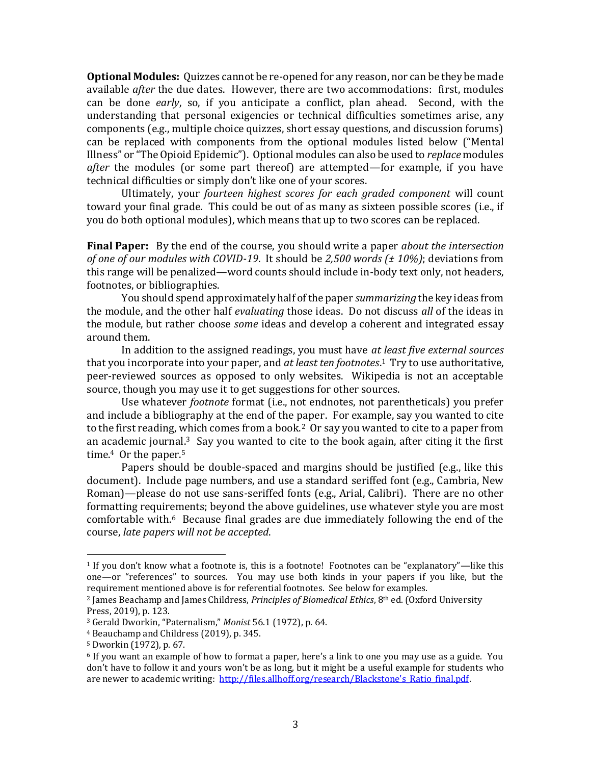**Optional Modules:** Quizzes cannot be re-opened for any reason, nor can be they be made available *after* the due dates. However, there are two accommodations: first, modules can be done *early*, so, if you anticipate a conflict, plan ahead. Second, with the understanding that personal exigencies or technical difficulties sometimes arise, any components (e.g., multiple choice quizzes, short essay questions, and discussion forums) can be replaced with components from the optional modules listed below ("Mental Illness" or "The Opioid Epidemic"). Optional modules can also be used to *replace* modules *after* the modules (or some part thereof) are attempted—for example, if you have technical difficulties or simply don't like one of your scores.

Ultimately, your *fourteen highest scores for each graded component* will count toward your final grade. This could be out of as many as sixteen possible scores (i.e., if you do both optional modules), which means that up to two scores can be replaced.

**Final Paper:** By the end of the course, you should write a paper *about the intersection of one of our modules with COVID-19*. It should be *2,500 words (± 10%)*; deviations from this range will be penalized—word counts should include in-body text only, not headers, footnotes, or bibliographies.

You should spend approximately half of the paper *summarizing* the key ideas from the module, and the other half *evaluating* those ideas. Do not discuss *all* of the ideas in the module, but rather choose *some* ideas and develop a coherent and integrated essay around them.

In addition to the assigned readings, you must have *at least five external sources* that you incorporate into your paper, and *at least ten footnotes*.[1] Try to use authoritative, peer-reviewed sources as opposed to only websites. Wikipedia is not an acceptable source, though you may use it to get suggestions for other sources.

Use whatever *footnote* format (i.e., not endnotes, not parentheticals) you prefer and include a bibliography at the end of the paper. For example, say you wanted to cite to the first reading, which comes from a book.[2] Or say you wanted to cite to a paper from an academic journal.[3] Say you wanted to cite to the book again, after citing it the first time.[4] Or the paper.[5]

Papers should be double-spaced and margins should be justified (e.g., like this document). Include page numbers, and use a standard seriffed font (e.g., Cambria, New Roman)—please do not use sans-seriffed fonts (e.g., Arial, Calibri). There are no other formatting requirements; beyond the above guidelines, use whatever style you are most comfortable with.[6] Because final grades are due immediately following the end of the course, *late papers will not be accepted*.

---

[1] If you don't know what a footnote is, this is a footnote! Footnotes can be "explanatory"—like this one—or "references" to sources. You may use both kinds in your papers if you like, but the requirement mentioned above is for referential footnotes. See below for examples.

[2] James Beachamp and James Childress, *Principles of Biomedical Ethics*, 8th ed. (Oxford University Press, 2019), p. 123.

[3] Gerald Dworkin, "Paternalism," *Monist* 56.1 (1972), p. 64.

[4] Beauchamp and Childress (2019), p. 345.

[5] Dworkin (1972), p. 67.

[6] If you want an example of how to format a paper, here's a link to one you may use as a guide. You don't have to follow it and yours won't be as long, but it might be a useful example for students who are newer to academic writing: [http://files.allhoff.org/research/Blackstone's_Ratio_final.pdf](http://files.allhoff.org/research/Blackstone's_Ratio_final.pdf).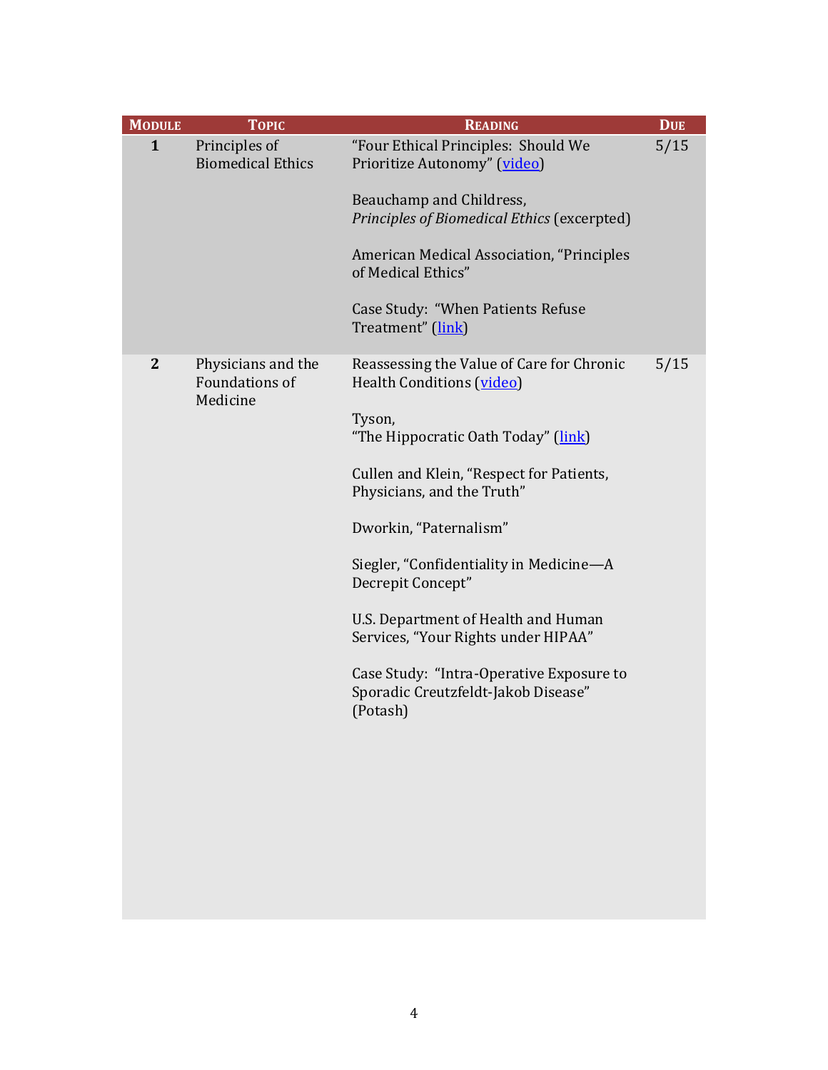| Module | Topic | Reading | Due |
| --- | --- | --- | --- |
| **1** | Principles of Biomedical Ethics | "Four Ethical Principles: Should We Prioritize Autonomy" (video)<br><br>Beauchamp and Childress, *Principles of Biomedical Ethics* (excerpted)<br><br>American Medical Association, "Principles of Medical Ethics"<br><br>Case Study: "When Patients Refuse Treatment" (link) | 5/15 |
| **2** | Physicians and the Foundations of Medicine | Reassessing the Value of Care for Chronic Health Conditions (video)<br><br>Tyson, "The Hippocratic Oath Today" (link)<br><br>Cullen and Klein, "Respect for Patients, Physicians, and the Truth"<br><br>Dworkin, "Paternalism"<br><br>Siegler, "Confidentiality in Medicine—A Decrepit Concept"<br><br>U.S. Department of Health and Human Services, "Your Rights under HIPAA"<br><br>Case Study: "Intra-Operative Exposure to Sporadic Creutzfeldt-Jakob Disease" (Potash) | 5/15 |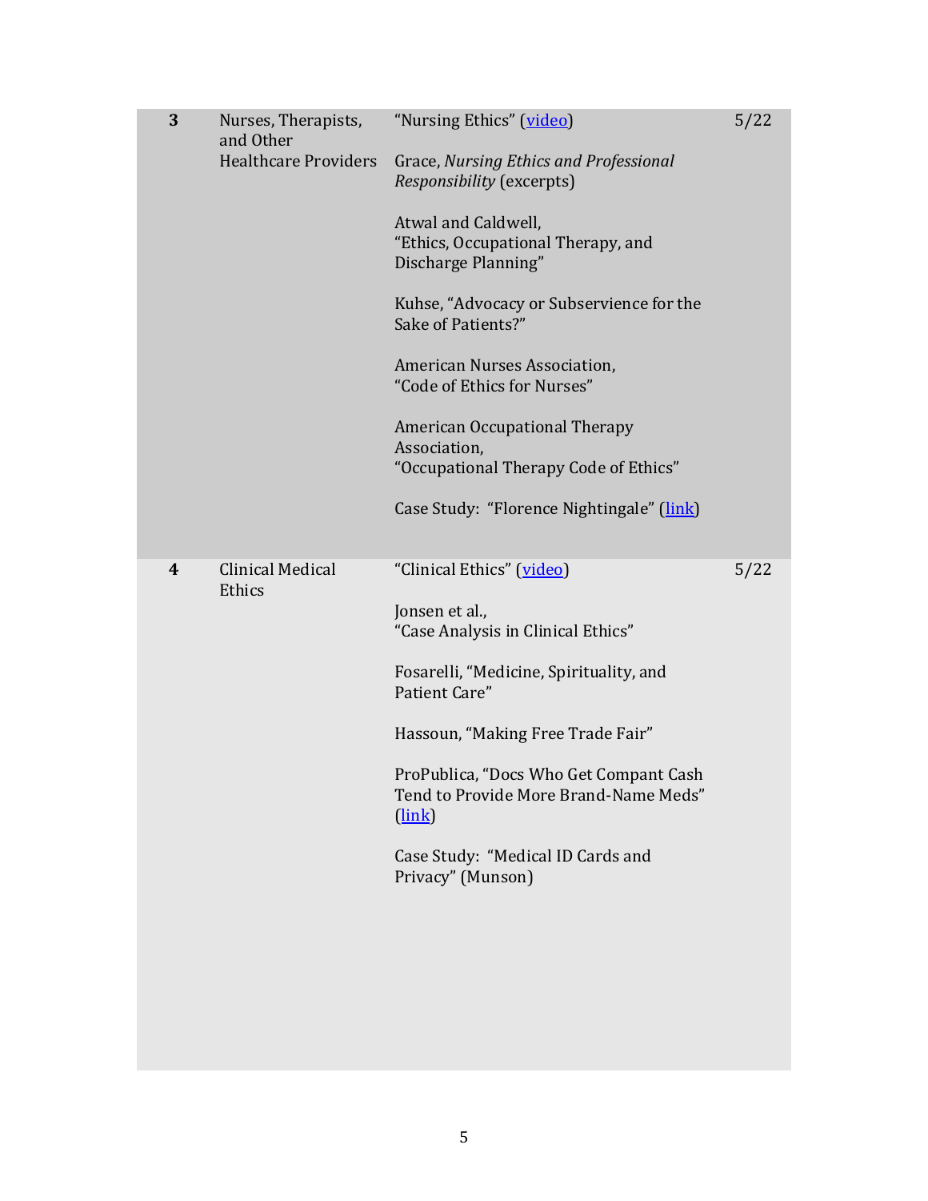| | | | |
|---|---|---|---|
| **3** | Nurses, Therapists, and Other Healthcare Providers | "Nursing Ethics" (video)<br><br>Grace, *Nursing Ethics and Professional Responsibility* (excerpts)<br><br>Atwal and Caldwell, "Ethics, Occupational Therapy, and Discharge Planning"<br><br>Kuhse, "Advocacy or Subservience for the Sake of Patients?"<br><br>American Nurses Association, "Code of Ethics for Nurses"<br><br>American Occupational Therapy Association, "Occupational Therapy Code of Ethics"<br><br>Case Study: "Florence Nightingale" (link) | 5/22 |
| **4** | Clinical Medical Ethics | "Clinical Ethics" (video)<br><br>Jonsen et al., "Case Analysis in Clinical Ethics"<br><br>Fosarelli, "Medicine, Spirituality, and Patient Care"<br><br>Hassoun, "Making Free Trade Fair"<br><br>ProPublica, "Docs Who Get Compant Cash Tend to Provide More Brand-Name Meds" (link)<br><br>Case Study: "Medical ID Cards and Privacy" (Munson) | 5/22 |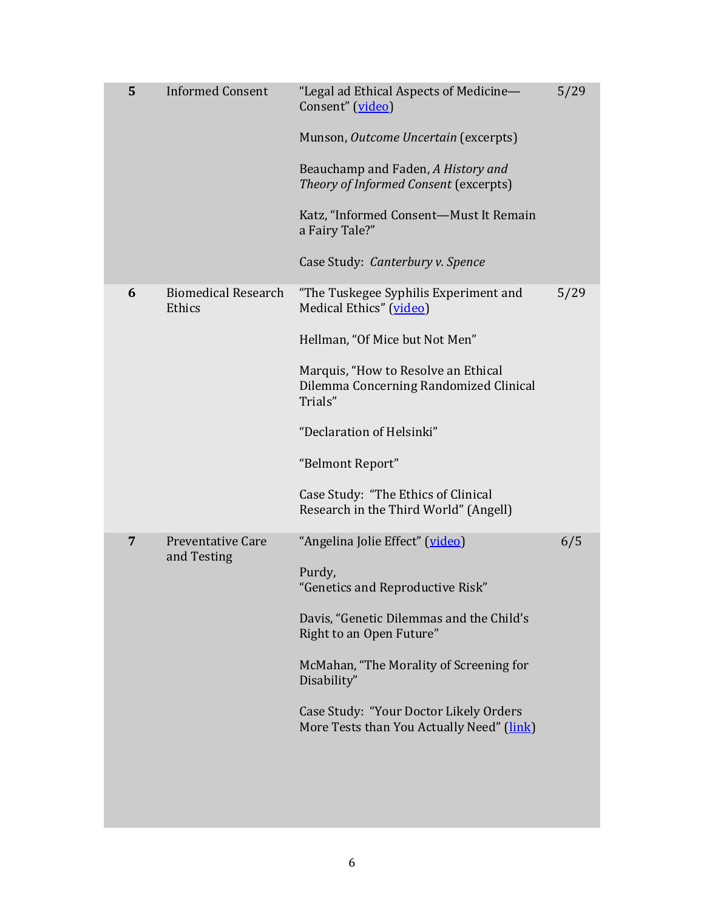| 5 | Informed Consent | "Legal ad Ethical Aspects of Medicine—Consent" (video)<br><br>Munson, *Outcome Uncertain* (excerpts)<br><br>Beauchamp and Faden, *A History and Theory of Informed Consent* (excerpts)<br><br>Katz, "Informed Consent—Must It Remain a Fairy Tale?"<br><br>Case Study: *Canterbury v. Spence* | 5/29 |
|---|---|---|---|
| 6 | Biomedical Research Ethics | "The Tuskegee Syphilis Experiment and Medical Ethics" (video)<br><br>Hellman, "Of Mice but Not Men"<br><br>Marquis, "How to Resolve an Ethical Dilemma Concerning Randomized Clinical Trials"<br><br>"Declaration of Helsinki"<br><br>"Belmont Report"<br><br>Case Study: "The Ethics of Clinical Research in the Third World" (Angell) | 5/29 |
| 7 | Preventative Care and Testing | "Angelina Jolie Effect" (video)<br><br>Purdy, "Genetics and Reproductive Risk"<br><br>Davis, "Genetic Dilemmas and the Child's Right to an Open Future"<br><br>McMahan, "The Morality of Screening for Disability"<br><br>Case Study: "Your Doctor Likely Orders More Tests than You Actually Need" (link) | 6/5 |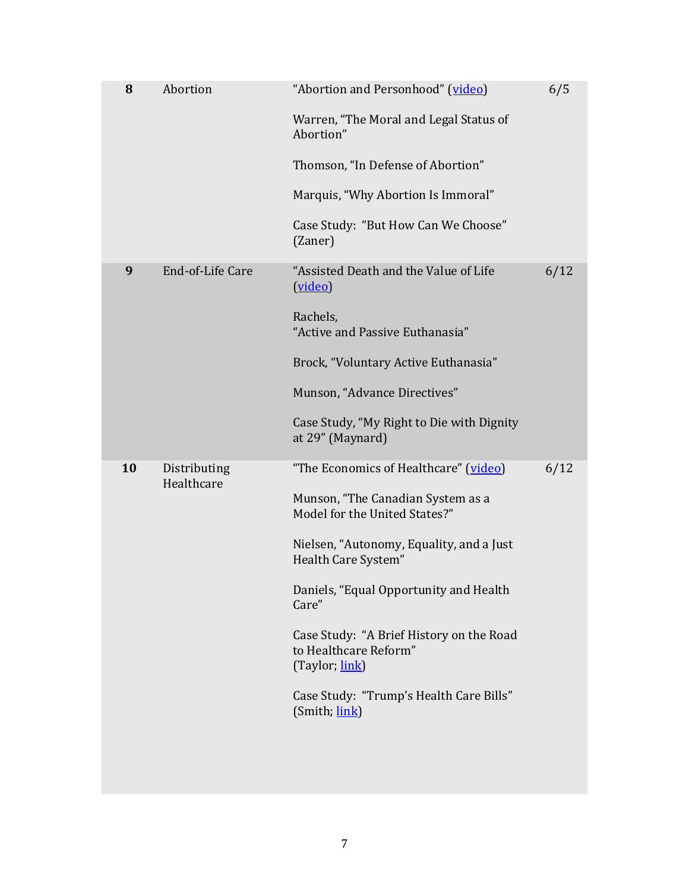| | | | |
|---|---|---|---|
| **8** | Abortion | "Abortion and Personhood" (video)<br><br>Warren, "The Moral and Legal Status of Abortion"<br><br>Thomson, "In Defense of Abortion"<br><br>Marquis, "Why Abortion Is Immoral"<br><br>Case Study: "But How Can We Choose" (Zaner) | 6/5 |
| **9** | End-of-Life Care | "Assisted Death and the Value of Life (video)<br><br>Rachels, "Active and Passive Euthanasia"<br><br>Brock, "Voluntary Active Euthanasia"<br><br>Munson, "Advance Directives"<br><br>Case Study, "My Right to Die with Dignity at 29" (Maynard) | 6/12 |
| **10** | Distributing Healthcare | "The Economics of Healthcare" (video)<br><br>Munson, "The Canadian System as a Model for the United States?"<br><br>Nielsen, "Autonomy, Equality, and a Just Health Care System"<br><br>Daniels, "Equal Opportunity and Health Care"<br><br>Case Study: "A Brief History on the Road to Healthcare Reform" (Taylor; link)<br><br>Case Study: "Trump's Health Care Bills" (Smith; link) | 6/12 |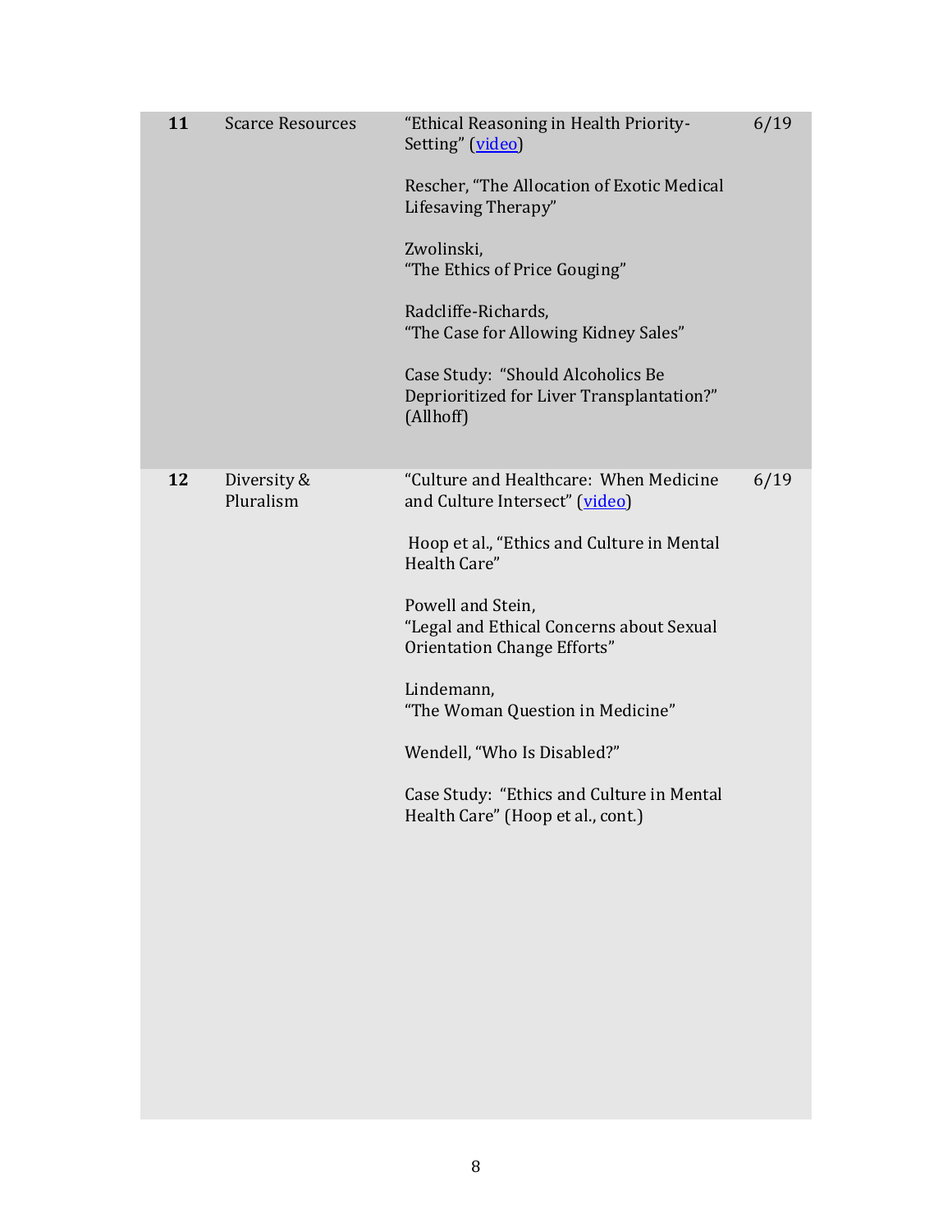| **11** | Scarce Resources | "Ethical Reasoning in Health Priority-Setting" (video)<br><br>Rescher, "The Allocation of Exotic Medical Lifesaving Therapy"<br><br>Zwolinski, "The Ethics of Price Gouging"<br><br>Radcliffe-Richards, "The Case for Allowing Kidney Sales"<br><br>Case Study: "Should Alcoholics Be Deprioritized for Liver Transplantation?" (Allhoff) | 6/19 |
|---|---|---|---|
| **12** | Diversity & Pluralism | "Culture and Healthcare: When Medicine and Culture Intersect" (video)<br><br>Hoop et al., "Ethics and Culture in Mental Health Care"<br><br>Powell and Stein, "Legal and Ethical Concerns about Sexual Orientation Change Efforts"<br><br>Lindemann, "The Woman Question in Medicine"<br><br>Wendell, "Who Is Disabled?"<br><br>Case Study: "Ethics and Culture in Mental Health Care" (Hoop et al., cont.) | 6/19 |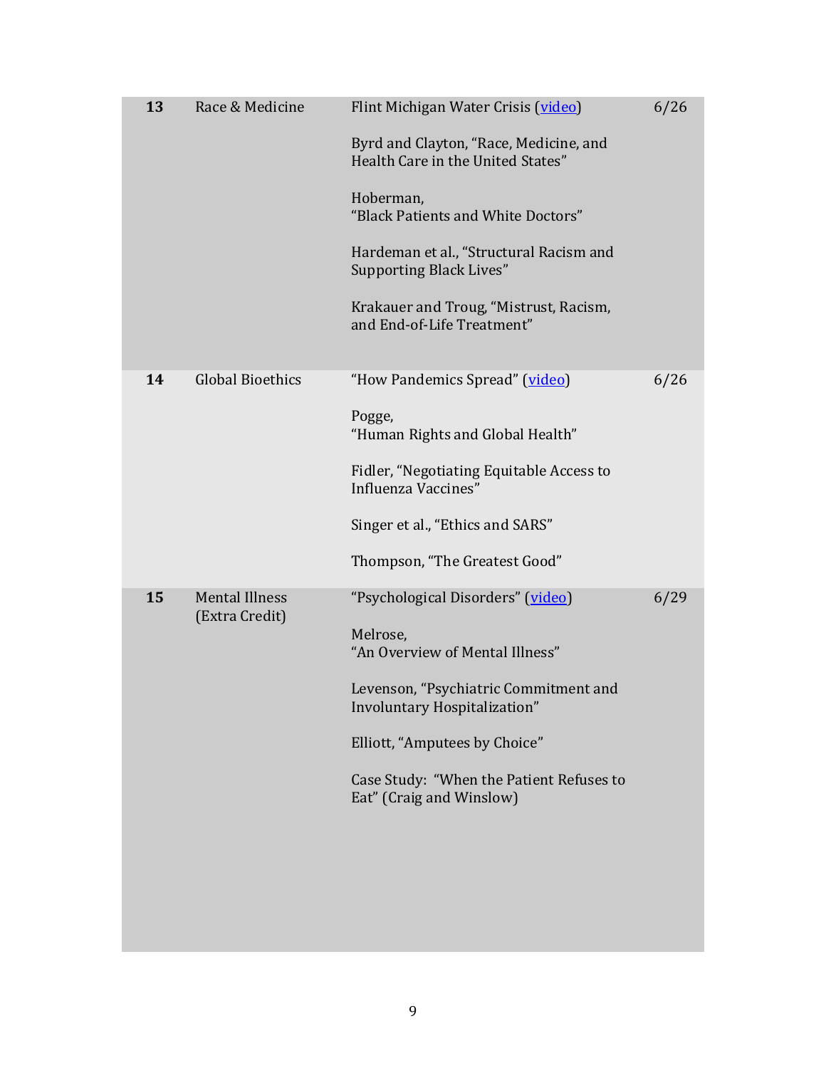| | | | |
|---|---|---|---|
| **13** | Race & Medicine | Flint Michigan Water Crisis (video)<br><br>Byrd and Clayton, "Race, Medicine, and Health Care in the United States"<br><br>Hoberman, "Black Patients and White Doctors"<br><br>Hardeman et al., "Structural Racism and Supporting Black Lives"<br><br>Krakauer and Troug, "Mistrust, Racism, and End-of-Life Treatment" | 6/26 |
| **14** | Global Bioethics | "How Pandemics Spread" (video)<br><br>Pogge, "Human Rights and Global Health"<br><br>Fidler, "Negotiating Equitable Access to Influenza Vaccines"<br><br>Singer et al., "Ethics and SARS"<br><br>Thompson, "The Greatest Good" | 6/26 |
| **15** | Mental Illness (Extra Credit) | "Psychological Disorders" (video)<br><br>Melrose, "An Overview of Mental Illness"<br><br>Levenson, "Psychiatric Commitment and Involuntary Hospitalization"<br><br>Elliott, "Amputees by Choice"<br><br>Case Study: "When the Patient Refuses to Eat" (Craig and Winslow) | 6/29 |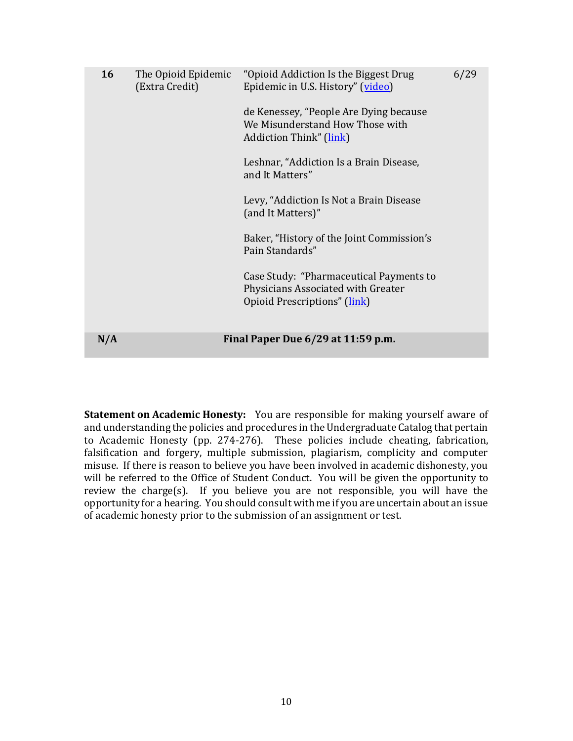| | | | |
|---|---|---|---|
| **16** | The Opioid Epidemic (Extra Credit) | "Opioid Addiction Is the Biggest Drug Epidemic in U.S. History" (video)<br><br>de Kenessey, "People Are Dying because We Misunderstand How Those with Addiction Think" (link)<br><br>Leshnar, "Addiction Is a Brain Disease, and It Matters"<br><br>Levy, "Addiction Is Not a Brain Disease (and It Matters)"<br><br>Baker, "History of the Joint Commission's Pain Standards"<br><br>Case Study: "Pharmaceutical Payments to Physicians Associated with Greater Opioid Prescriptions" (link) | 6/29 |
| **N/A** | | **Final Paper Due 6/29 at 11:59 p.m.** | |

**Statement on Academic Honesty:** You are responsible for making yourself aware of and understanding the policies and procedures in the Undergraduate Catalog that pertain to Academic Honesty (pp. 274-276). These policies include cheating, fabrication, falsification and forgery, multiple submission, plagiarism, complicity and computer misuse. If there is reason to believe you have been involved in academic dishonesty, you will be referred to the Office of Student Conduct. You will be given the opportunity to review the charge(s). If you believe you are not responsible, you will have the opportunity for a hearing. You should consult with me if you are uncertain about an issue of academic honesty prior to the submission of an assignment or test.